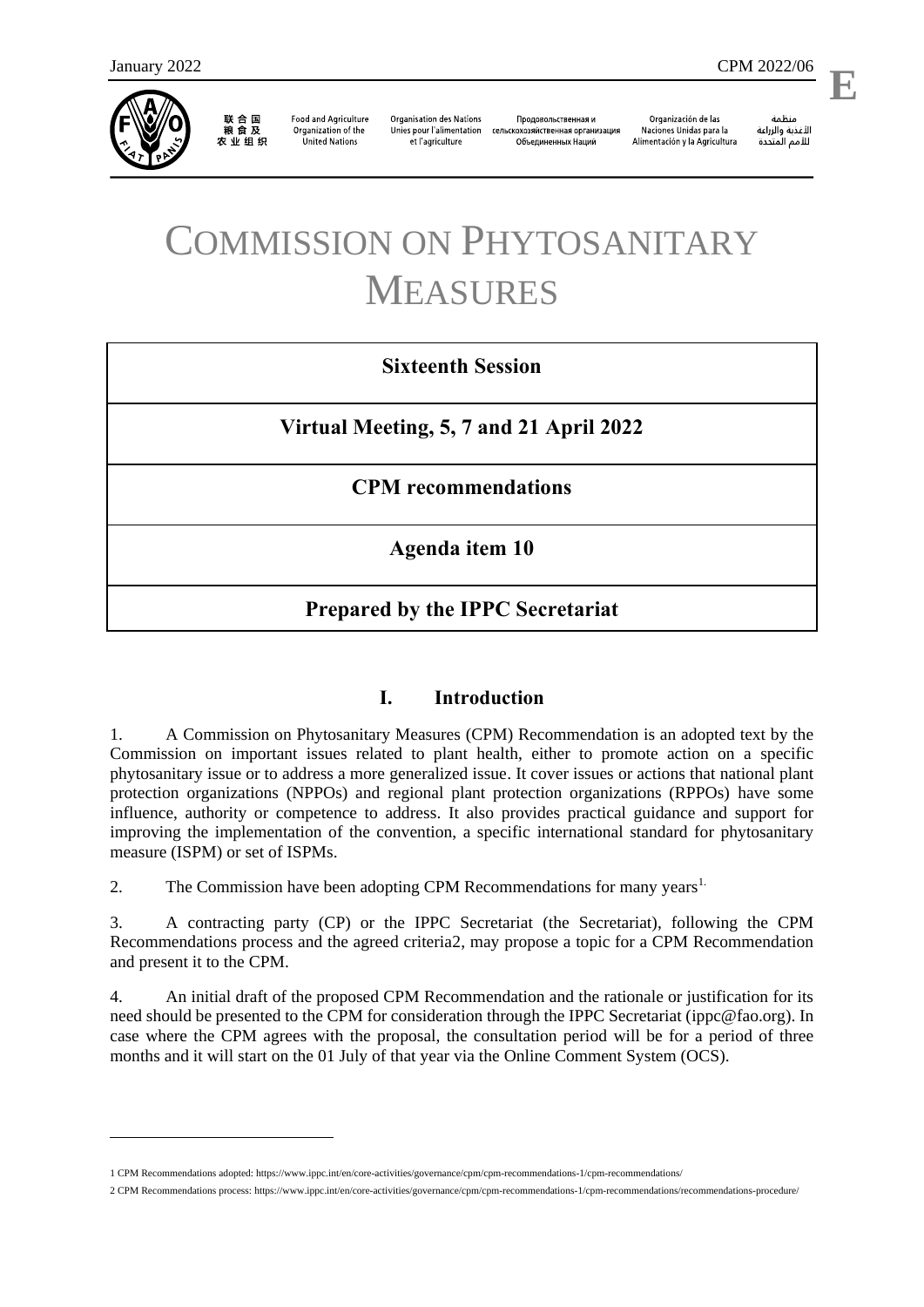January 2022 CPM 2022/06

E

联合国粮食及农业组织 | Food and Agriculture Organization of the United Nations | Organisation des Nations Unies pour l'alimentation et l'agriculture | Продовольственная и сельскохозяйственная организация Объединенных Наций | Organización de las Naciones Unidas para la Alimentación y la Agricultura | منظمة الأغذية والزراعة للأمم المتحدة

# COMMISSION ON PHYTOSANITARY MEASURES

**Sixteenth Session**

**Virtual Meeting, 5, 7 and 21 April 2022**

**CPM recommendations**

**Agenda item 10**

**Prepared by the IPPC Secretariat**

## I. Introduction

1. A Commission on Phytosanitary Measures (CPM) Recommendation is an adopted text by the Commission on important issues related to plant health, either to promote action on a specific phytosanitary issue or to address a more generalized issue. It cover issues or actions that national plant protection organizations (NPPOs) and regional plant protection organizations (RPPOs) have some influence, authority or competence to address. It also provides practical guidance and support for improving the implementation of the convention, a specific international standard for phytosanitary measure (ISPM) or set of ISPMs.

2. The Commission have been adopting CPM Recommendations for many years[1.]

3. A contracting party (CP) or the IPPC Secretariat (the Secretariat), following the CPM Recommendations process and the agreed criteria2, may propose a topic for a CPM Recommendation and present it to the CPM.

4. An initial draft of the proposed CPM Recommendation and the rationale or justification for its need should be presented to the CPM for consideration through the IPPC Secretariat (ippc@fao.org). In case where the CPM agrees with the proposal, the consultation period will be for a period of three months and it will start on the 01 July of that year via the Online Comment System (OCS).

---

1 CPM Recommendations adopted: https://www.ippc.int/en/core-activities/governance/cpm/cpm-recommendations-1/cpm-recommendations/

2 CPM Recommendations process: https://www.ippc.int/en/core-activities/governance/cpm/cpm-recommendations-1/cpm-recommendations/recommendations-procedure/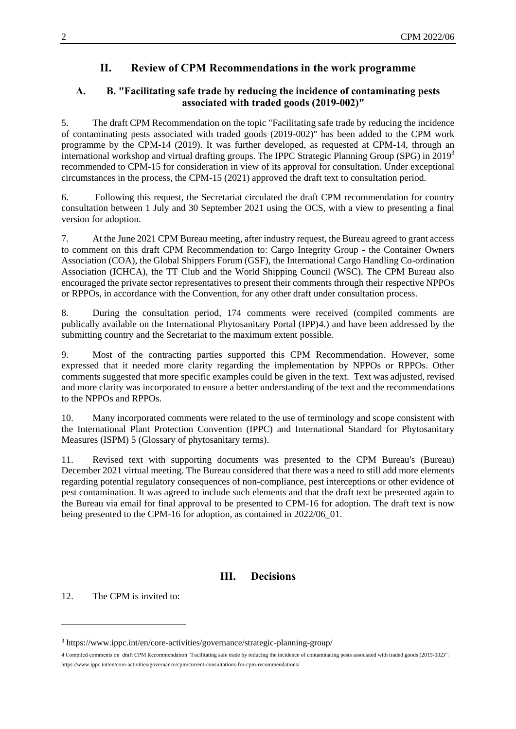## II. Review of CPM Recommendations in the work programme

### A. B. "Facilitating safe trade by reducing the incidence of contaminating pests associated with traded goods (2019-002)"

5. The draft CPM Recommendation on the topic "Facilitating safe trade by reducing the incidence of contaminating pests associated with traded goods (2019-002)" has been added to the CPM work programme by the CPM-14 (2019). It was further developed, as requested at CPM-14, through an international workshop and virtual drafting groups. The IPPC Strategic Planning Group (SPG) in 2019[3] recommended to CPM-15 for consideration in view of its approval for consultation. Under exceptional circumstances in the process, the CPM-15 (2021) approved the draft text to consultation period.

6. Following this request, the Secretariat circulated the draft CPM recommendation for country consultation between 1 July and 30 September 2021 using the OCS, with a view to presenting a final version for adoption.

7. At the June 2021 CPM Bureau meeting, after industry request, the Bureau agreed to grant access to comment on this draft CPM Recommendation to: Cargo Integrity Group - the Container Owners Association (COA), the Global Shippers Forum (GSF), the International Cargo Handling Co-ordination Association (ICHCA), the TT Club and the World Shipping Council (WSC). The CPM Bureau also encouraged the private sector representatives to present their comments through their respective NPPOs or RPPOs, in accordance with the Convention, for any other draft under consultation process.

8. During the consultation period, 174 comments were received (compiled comments are publically available on the International Phytosanitary Portal (IPP)4.) and have been addressed by the submitting country and the Secretariat to the maximum extent possible.

9. Most of the contracting parties supported this CPM Recommendation. However, some expressed that it needed more clarity regarding the implementation by NPPOs or RPPOs. Other comments suggested that more specific examples could be given in the text. Text was adjusted, revised and more clarity was incorporated to ensure a better understanding of the text and the recommendations to the NPPOs and RPPOs.

10. Many incorporated comments were related to the use of terminology and scope consistent with the International Plant Protection Convention (IPPC) and International Standard for Phytosanitary Measures (ISPM) 5 (Glossary of phytosanitary terms).

11. Revised text with supporting documents was presented to the CPM Bureau's (Bureau) December 2021 virtual meeting. The Bureau considered that there was a need to still add more elements regarding potential regulatory consequences of non-compliance, pest interceptions or other evidence of pest contamination. It was agreed to include such elements and that the draft text be presented again to the Bureau via email for final approval to be presented to CPM-16 for adoption. The draft text is now being presented to the CPM-16 for adoption, as contained in 2022/06_01.

## III. Decisions

12. The CPM is invited to:

---

[3] https://www.ippc.int/en/core-activities/governance/strategic-planning-group/

4 Compiled comments on draft CPM Recommendation "Facilitating safe trade by reducing the incidence of contaminating pests associated with traded goods (2019-002)": https://www.ippc.int/en/core-activities/governance/cpm/current-consultations-for-cpm-recommendations/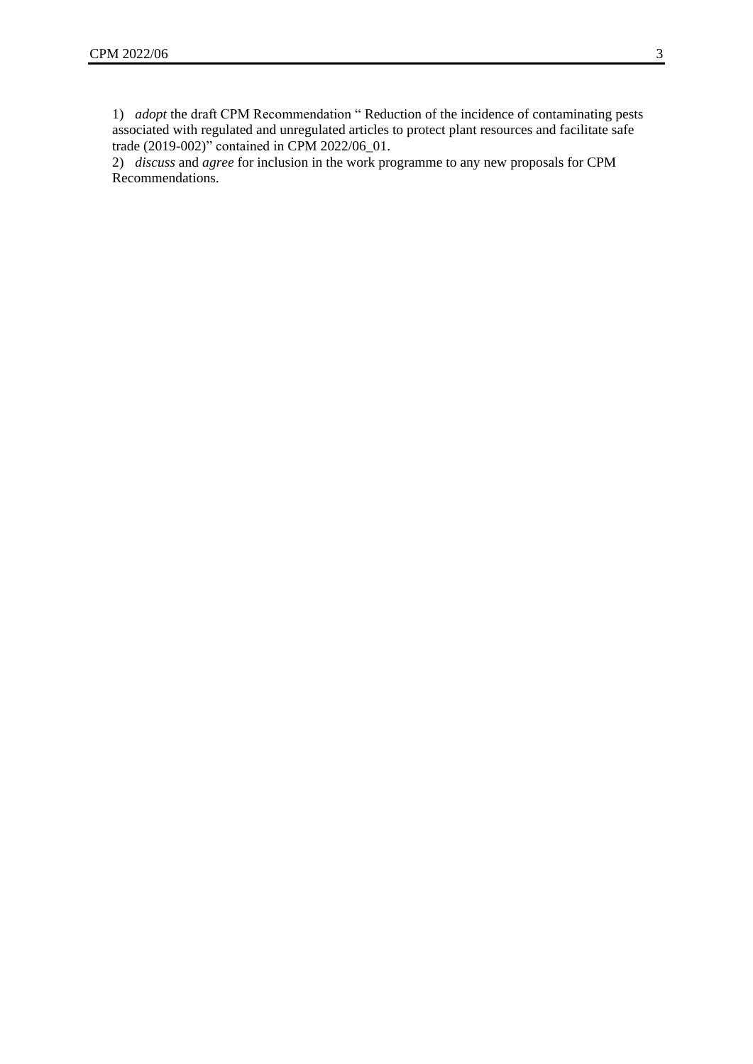1) *adopt* the draft CPM Recommendation " Reduction of the incidence of contaminating pests associated with regulated and unregulated articles to protect plant resources and facilitate safe trade (2019-002)" contained in CPM 2022/06_01.

2) *discuss* and *agree* for inclusion in the work programme to any new proposals for CPM Recommendations.